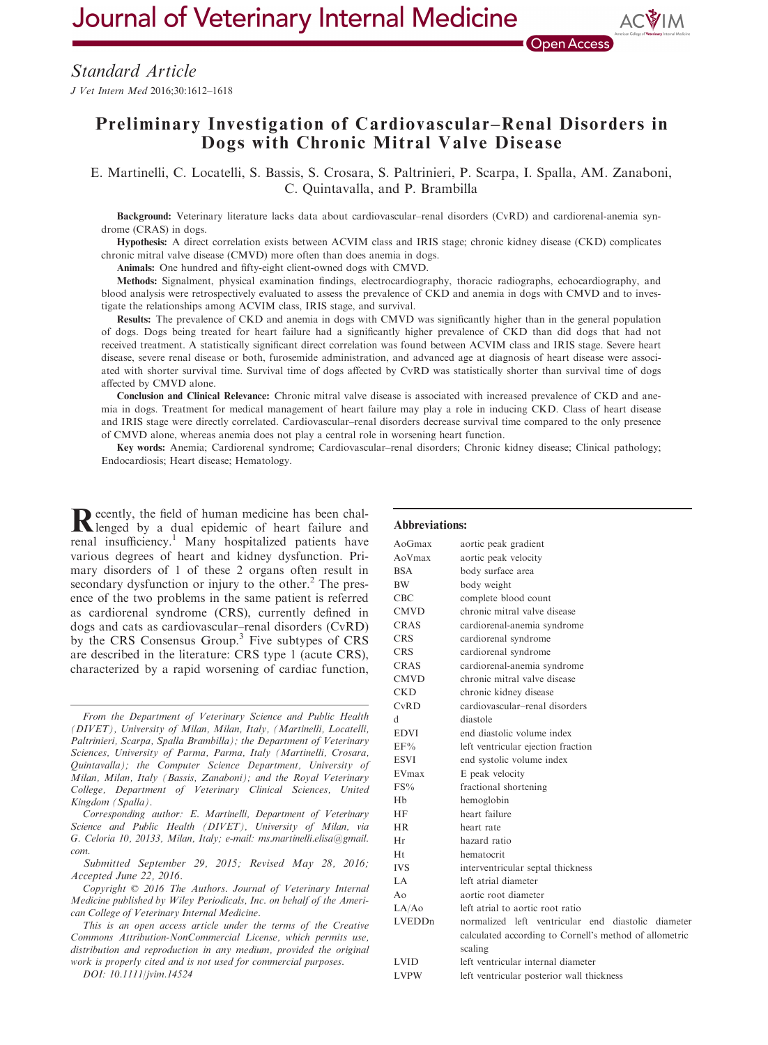Standard Article

# Preliminary Investigation of Cardiovascular–Renal Disorders in Dogs with Chronic Mitral Valve Disease

E. Martinelli, C. Locatelli, S. Bassis, S. Crosara, S. Paltrinieri, P. Scarpa, I. Spalla, AM. Zanaboni, C. Quintavalla, and P. Brambilla

**Background:** Veterinary literature lacks data about cardiovascular–renal disorders (CvRD) and cardiorenal-anemia syndrome (CRAS) in dogs.

**Hypothesis:** A direct correlation exists between ACVIM class and IRIS stage; chronic kidney disease (CKD) complicates chronic mitral valve disease (CMVD) more often than does anemia in dogs.

**Animals:** One hundred and fifty-eight client-owned dogs with CMVD.

**Methods:** Signalment, physical examination findings, electrocardiography, thoracic radiographs, echocardiography, and blood analysis were retrospectively evaluated to assess the prevalence of CKD and anemia in dogs with CMVD and to investigate the relationships among ACVIM class, IRIS stage, and survival.

**Results:** The prevalence of CKD and anemia in dogs with CMVD was significantly higher than in the general population of dogs. Dogs being treated for heart failure had a significantly higher prevalence of CKD than did dogs that had not received treatment. A statistically significant direct correlation was found between ACVIM class and IRIS stage. Severe heart disease, severe renal disease or both, furosemide administration, and advanced age at diagnosis of heart disease were associated with shorter survival time. Survival time of dogs affected by CvRD was statistically shorter than survival time of dogs affected by CMVD alone.

**Conclusion and Clinical Relevance:** Chronic mitral valve disease is associated with increased prevalence of CKD and anemia in dogs. Treatment for medical management of heart failure may play a role in inducing CKD. Class of heart disease and IRIS stage were directly correlated. Cardiovascular–renal disorders decrease survival time compared to the only presence of CMVD alone, whereas anemia does not play a central role in worsening heart function.

**Key words:** Anemia; Cardiorenal syndrome; Cardiovascular–renal disorders; Chronic kidney disease; Clinical pathology; Endocardiosis; Heart disease; Hematology.

Recently, the field of human medicine has been challenged by a dual epidemic of heart failure and renal insufficiency.[1] Many hospitalized patients have various degrees of heart and kidney dysfunction. Primary disorders of 1 of these 2 organs often result in secondary dysfunction or injury to the other.[2] The presence of the two problems in the same patient is referred as cardiorenal syndrome (CRS), currently defined in dogs and cats as cardiovascular–renal disorders (CvRD) by the CRS Consensus Group.[3] Five subtypes of CRS are described in the literature: CRS type 1 (acute CRS), characterized by a rapid worsening of cardiac function,

**Abbreviations:**

| | |
|---|---|
| AoGmax | aortic peak gradient |
| AoVmax | aortic peak velocity |
| BSA | body surface area |
| BW | body weight |
| CBC | complete blood count |
| CMVD | chronic mitral valve disease |
| CRAS | cardiorenal-anemia syndrome |
| CRS | cardiorenal syndrome |
| CRS | cardiorenal syndrome |
| CRAS | cardiorenal-anemia syndrome |
| CMVD | chronic mitral valve disease |
| CKD | chronic kidney disease |
| CvRD | cardiovascular–renal disorders |
| d | diastole |
| EDVI | end diastolic volume index |
| EF% | left ventricular ejection fraction |
| ESVI | end systolic volume index |
| EVmax | E peak velocity |
| FS% | fractional shortening |
| Hb | hemoglobin |
| HF | heart failure |
| HR | heart rate |
| Hr | hazard ratio |
| Ht | hematocrit |
| IVS | interventricular septal thickness |
| LA | left atrial diameter |
| Ao | aortic root diameter |
| LA/Ao | left atrial to aortic root ratio |
| LVEDDn | normalized left ventricular end diastolic diameter calculated according to Cornell's method of allometric scaling |
| LVID | left ventricular internal diameter |
| LVPW | left ventricular posterior wall thickness |

From the Department of Veterinary Science and Public Health (DIVET), University of Milan, Milan, Italy, (Martinelli, Locatelli, Paltrinieri, Scarpa, Spalla Brambilla); the Department of Veterinary Sciences, University of Parma, Parma, Italy (Martinelli, Crosara, Quintavalla); the Computer Science Department, University of Milan, Milan, Italy (Bassis, Zanaboni); and the Royal Veterinary College, Department of Veterinary Clinical Sciences, United Kingdom (Spalla).

Corresponding author: E. Martinelli, Department of Veterinary Science and Public Health (DIVET), University of Milan, via G. Celoria 10, 20133, Milan, Italy; e-mail: ms.martinelli.elisa@gmail.com.

Submitted September 29, 2015; Revised May 28, 2016; Accepted June 22, 2016.

Copyright © 2016 The Authors. Journal of Veterinary Internal Medicine published by Wiley Periodicals, Inc. on behalf of the American College of Veterinary Internal Medicine.

This is an open access article under the terms of the Creative Commons Attribution-NonCommercial License, which permits use, distribution and reproduction in any medium, provided the original work is properly cited and is not used for commercial purposes.

DOI: 10.1111/jvim.14524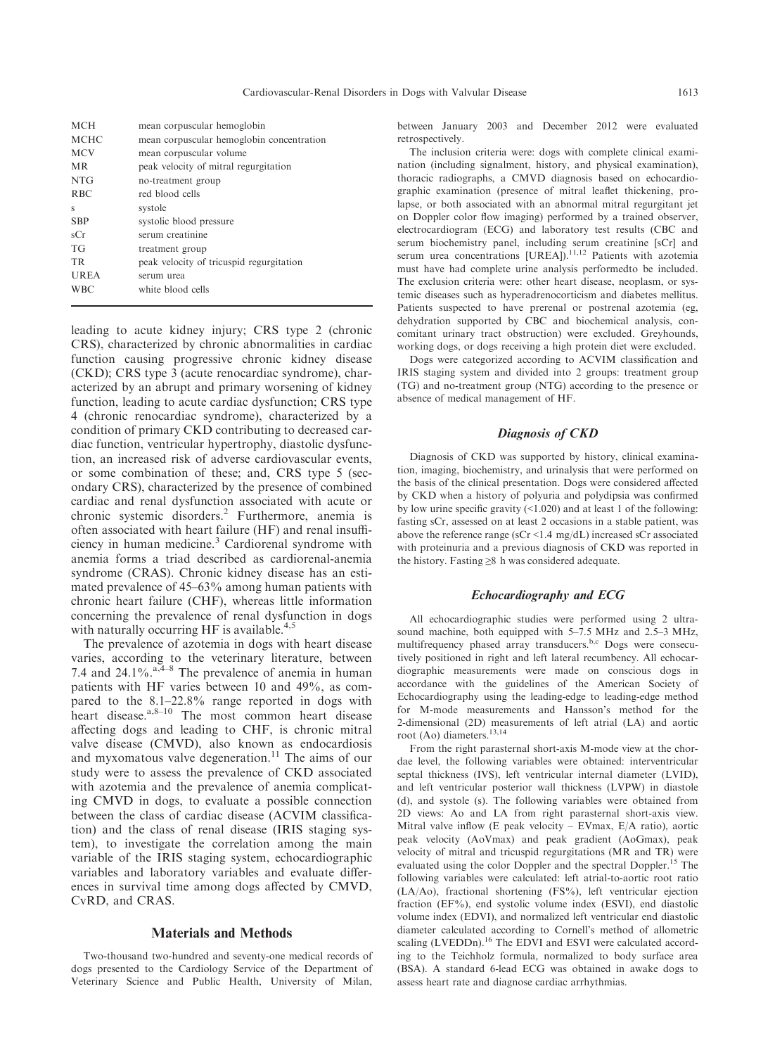| | |
|---|---|
| MCH | mean corpuscular hemoglobin |
| MCHC | mean corpuscular hemoglobin concentration |
| MCV | mean corpuscular volume |
| MR | peak velocity of mitral regurgitation |
| NTG | no-treatment group |
| RBC | red blood cells |
| s | systole |
| SBP | systolic blood pressure |
| sCr | serum creatinine |
| TG | treatment group |
| TR | peak velocity of tricuspid regurgitation |
| UREA | serum urea |
| WBC | white blood cells |

leading to acute kidney injury; CRS type 2 (chronic CRS), characterized by chronic abnormalities in cardiac function causing progressive chronic kidney disease (CKD); CRS type 3 (acute renocardiac syndrome), characterized by an abrupt and primary worsening of kidney function, leading to acute cardiac dysfunction; CRS type 4 (chronic renocardiac syndrome), characterized by a condition of primary CKD contributing to decreased cardiac function, ventricular hypertrophy, diastolic dysfunction, an increased risk of adverse cardiovascular events, or some combination of these; and, CRS type 5 (secondary CRS), characterized by the presence of combined cardiac and renal dysfunction associated with acute or chronic systemic disorders.[2] Furthermore, anemia is often associated with heart failure (HF) and renal insufficiency in human medicine.[3] Cardiorenal syndrome with anemia forms a triad described as cardiorenal-anemia syndrome (CRAS). Chronic kidney disease has an estimated prevalence of 45–63% among human patients with chronic heart failure (CHF), whereas little information concerning the prevalence of renal dysfunction in dogs with naturally occurring HF is available.[4,5]

The prevalence of azotemia in dogs with heart disease varies, according to the veterinary literature, between 7.4 and 24.1%.[a,4–8] The prevalence of anemia in human patients with HF varies between 10 and 49%, as compared to the 8.1–22.8% range reported in dogs with heart disease.[a,8–10] The most common heart disease affecting dogs and leading to CHF, is chronic mitral valve disease (CMVD), also known as endocardiosis and myxomatous valve degeneration.[11] The aims of our study were to assess the prevalence of CKD associated with azotemia and the prevalence of anemia complicating CMVD in dogs, to evaluate a possible connection between the class of cardiac disease (ACVIM classification) and the class of renal disease (IRIS staging system), to investigate the correlation among the main variable of the IRIS staging system, echocardiographic variables and laboratory variables and evaluate differences in survival time among dogs affected by CMVD, CvRD, and CRAS.

## Materials and Methods

Two-thousand two-hundred and seventy-one medical records of dogs presented to the Cardiology Service of the Department of Veterinary Science and Public Health, University of Milan, between January 2003 and December 2012 were evaluated retrospectively.

The inclusion criteria were: dogs with complete clinical examination (including signalment, history, and physical examination), thoracic radiographs, a CMVD diagnosis based on echocardiographic examination (presence of mitral leaflet thickening, prolapse, or both associated with an abnormal mitral regurgitant jet on Doppler color flow imaging) performed by a trained observer, electrocardiogram (ECG) and laboratory test results (CBC and serum biochemistry panel, including serum creatinine [sCr] and serum urea concentrations [UREA]).[11,12] Patients with azotemia must have had complete urine analysis performedto be included. The exclusion criteria were: other heart disease, neoplasm, or systemic diseases such as hyperadrenocorticism and diabetes mellitus. Patients suspected to have prerenal or postrenal azotemia (eg, dehydration supported by CBC and biochemical analysis, concomitant urinary tract obstruction) were excluded. Greyhounds, working dogs, or dogs receiving a high protein diet were excluded.

Dogs were categorized according to ACVIM classification and IRIS staging system and divided into 2 groups: treatment group (TG) and no-treatment group (NTG) according to the presence or absence of medical management of HF.

### *Diagnosis of CKD*

Diagnosis of CKD was supported by history, clinical examination, imaging, biochemistry, and urinalysis that were performed on the basis of the clinical presentation. Dogs were considered affected by CKD when a history of polyuria and polydipsia was confirmed by low urine specific gravity (<1.020) and at least 1 of the following: fasting sCr, assessed on at least 2 occasions in a stable patient, was above the reference range (sCr <1.4 mg/dL) increased sCr associated with proteinuria and a previous diagnosis of CKD was reported in the history. Fasting ≥8 h was considered adequate.

### *Echocardiography and ECG*

All echocardiographic studies were performed using 2 ultrasound machine, both equipped with 5–7.5 MHz and 2.5–3 MHz, multifrequency phased array transducers.[b,c] Dogs were consecutively positioned in right and left lateral recumbency. All echocardiographic measurements were made on conscious dogs in accordance with the guidelines of the American Society of Echocardiography using the leading-edge to leading-edge method for M-mode measurements and Hansson's method for the 2-dimensional (2D) measurements of left atrial (LA) and aortic root (Ao) diameters.[13,14]

From the right parasternal short-axis M-mode view at the chordae level, the following variables were obtained: interventricular septal thickness (IVS), left ventricular internal diameter (LVID), and left ventricular posterior wall thickness (LVPW) in diastole (d), and systole (s). The following variables were obtained from 2D views: Ao and LA from right parasternal short-axis view. Mitral valve inflow (E peak velocity – EVmax, E/A ratio), aortic peak velocity (AoVmax) and peak gradient (AoGmax), peak velocity of mitral and tricuspid regurgitations (MR and TR) were evaluated using the color Doppler and the spectral Doppler.[15] The following variables were calculated: left atrial-to-aortic root ratio (LA/Ao), fractional shortening (FS%), left ventricular ejection fraction (EF%), end systolic volume index (ESVI), end diastolic volume index (EDVI), and normalized left ventricular end diastolic diameter calculated according to Cornell's method of allometric scaling (LVEDDn).[16] The EDVI and ESVI were calculated according to the Teichholz formula, normalized to body surface area (BSA). A standard 6-lead ECG was obtained in awake dogs to assess heart rate and diagnose cardiac arrhythmias.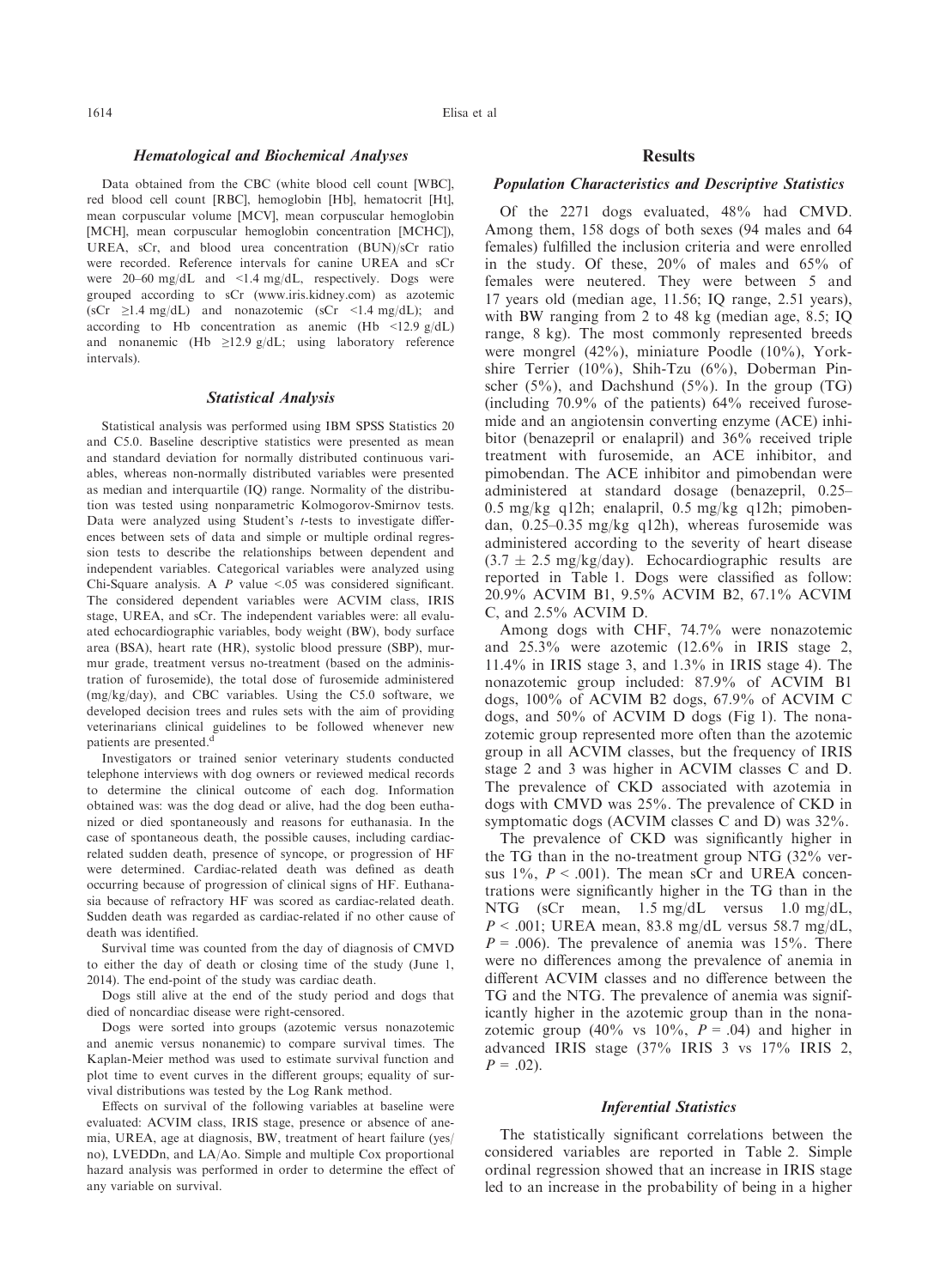### Hematological and Biochemical Analyses

Data obtained from the CBC (white blood cell count [WBC], red blood cell count [RBC], hemoglobin [Hb], hematocrit [Ht], mean corpuscular volume [MCV], mean corpuscular hemoglobin [MCH], mean corpuscular hemoglobin concentration [MCHC]), UREA, sCr, and blood urea concentration (BUN)/sCr ratio were recorded. Reference intervals for canine UREA and sCr were 20–60 mg/dL and <1.4 mg/dL, respectively. Dogs were grouped according to sCr (www.iris.kidney.com) as azotemic (sCr ≥1.4 mg/dL) and nonazotemic (sCr <1.4 mg/dL); and according to Hb concentration as anemic (Hb <12.9 g/dL) and nonanemic (Hb ≥12.9 g/dL; using laboratory reference intervals).

### Statistical Analysis

Statistical analysis was performed using IBM SPSS Statistics 20 and C5.0. Baseline descriptive statistics were presented as mean and standard deviation for normally distributed continuous variables, whereas non-normally distributed variables were presented as median and interquartile (IQ) range. Normality of the distribution was tested using nonparametric Kolmogorov-Smirnov tests. Data were analyzed using Student's *t*-tests to investigate differences between sets of data and simple or multiple ordinal regression tests to describe the relationships between dependent and independent variables. Categorical variables were analyzed using Chi-Square analysis. A *P* value <.05 was considered significant. The considered dependent variables were ACVIM class, IRIS stage, UREA, and sCr. The independent variables were: all evaluated echocardiographic variables, body weight (BW), body surface area (BSA), heart rate (HR), systolic blood pressure (SBP), murmur grade, treatment versus no-treatment (based on the administration of furosemide), the total dose of furosemide administered (mg/kg/day), and CBC variables. Using the C5.0 software, we developed decision trees and rules sets with the aim of providing veterinarians clinical guidelines to be followed whenever new patients are presented.[d]

Investigators or trained senior veterinary students conducted telephone interviews with dog owners or reviewed medical records to determine the clinical outcome of each dog. Information obtained was: was the dog dead or alive, had the dog been euthanized or died spontaneously and reasons for euthanasia. In the case of spontaneous death, the possible causes, including cardiac-related sudden death, presence of syncope, or progression of HF were determined. Cardiac-related death was defined as death occurring because of progression of clinical signs of HF. Euthanasia because of refractory HF was scored as cardiac-related death. Sudden death was regarded as cardiac-related if no other cause of death was identified.

Survival time was counted from the day of diagnosis of CMVD to either the day of death or closing time of the study (June 1, 2014). The end-point of the study was cardiac death.

Dogs still alive at the end of the study period and dogs that died of noncardiac disease were right-censored.

Dogs were sorted into groups (azotemic versus nonazotemic and anemic versus nonanemic) to compare survival times. The Kaplan-Meier method was used to estimate survival function and plot time to event curves in the different groups; equality of survival distributions was tested by the Log Rank method.

Effects on survival of the following variables at baseline were evaluated: ACVIM class, IRIS stage, presence or absence of anemia, UREA, age at diagnosis, BW, treatment of heart failure (yes/no), LVEDDn, and LA/Ao. Simple and multiple Cox proportional hazard analysis was performed in order to determine the effect of any variable on survival.

## Results

### Population Characteristics and Descriptive Statistics

Of the 2271 dogs evaluated, 48% had CMVD. Among them, 158 dogs of both sexes (94 males and 64 females) fulfilled the inclusion criteria and were enrolled in the study. Of these, 20% of males and 65% of females were neutered. They were between 5 and 17 years old (median age, 11.56; IQ range, 2.51 years), with BW ranging from 2 to 48 kg (median age, 8.5; IQ range, 8 kg). The most commonly represented breeds were mongrel (42%), miniature Poodle (10%), Yorkshire Terrier (10%), Shih-Tzu (6%), Doberman Pinscher (5%), and Dachshund (5%). In the group (TG) (including 70.9% of the patients) 64% received furosemide and an angiotensin converting enzyme (ACE) inhibitor (benazepril or enalapril) and 36% received triple treatment with furosemide, an ACE inhibitor, and pimobendan. The ACE inhibitor and pimobendan were administered at standard dosage (benazepril, 0.25–0.5 mg/kg q12h; enalapril, 0.5 mg/kg q12h; pimobendan, 0.25–0.35 mg/kg q12h), whereas furosemide was administered according to the severity of heart disease (3.7 ± 2.5 mg/kg/day). Echocardiographic results are reported in Table 1. Dogs were classified as follow: 20.9% ACVIM B1, 9.5% ACVIM B2, 67.1% ACVIM C, and 2.5% ACVIM D.

Among dogs with CHF, 74.7% were nonazotemic and 25.3% were azotemic (12.6% in IRIS stage 2, 11.4% in IRIS stage 3, and 1.3% in IRIS stage 4). The nonazotemic group included: 87.9% of ACVIM B1 dogs, 100% of ACVIM B2 dogs, 67.9% of ACVIM C dogs, and 50% of ACVIM D dogs (Fig 1). The nonazotemic group represented more often than the azotemic group in all ACVIM classes, but the frequency of IRIS stage 2 and 3 was higher in ACVIM classes C and D. The prevalence of CKD associated with azotemia in dogs with CMVD was 25%. The prevalence of CKD in symptomatic dogs (ACVIM classes C and D) was 32%.

The prevalence of CKD was significantly higher in the TG than in the no-treatment group NTG (32% versus 1%, $P < .001$). The mean sCr and UREA concentrations were significantly higher in the TG than in the NTG (sCr mean, 1.5 mg/dL versus 1.0 mg/dL, $P < .001$; UREA mean, 83.8 mg/dL versus 58.7 mg/dL, $P = .006$). The prevalence of anemia was 15%. There were no differences among the prevalence of anemia in different ACVIM classes and no difference between the TG and the NTG. The prevalence of anemia was significantly higher in the azotemic group than in the nonazotemic group (40% vs 10%, $P = .04$) and higher in advanced IRIS stage (37% IRIS 3 vs 17% IRIS 2, $P = .02$).

### Inferential Statistics

The statistically significant correlations between the considered variables are reported in Table 2. Simple ordinal regression showed that an increase in IRIS stage led to an increase in the probability of being in a higher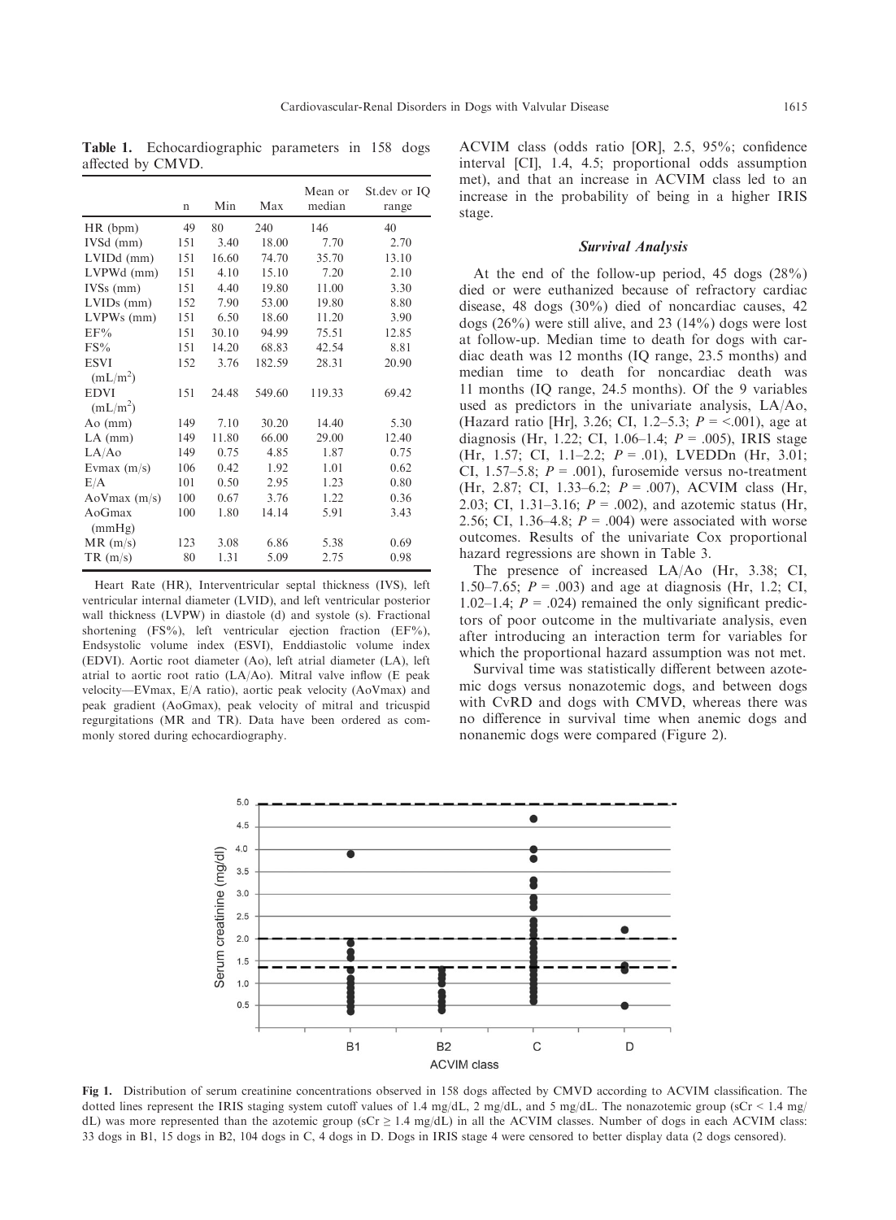**Table 1.** Echocardiographic parameters in 158 dogs affected by CMVD.

| | n | Min | Max | Mean or median | St.dev or IQ range |
|---|---|---|---|---|---|
| HR (bpm) | 49 | 80 | 240 | 146 | 40 |
| IVSd (mm) | 151 | 3.40 | 18.00 | 7.70 | 2.70 |
| LVIDd (mm) | 151 | 16.60 | 74.70 | 35.70 | 13.10 |
| LVPWd (mm) | 151 | 4.10 | 15.10 | 7.20 | 2.10 |
| IVSs (mm) | 151 | 4.40 | 19.80 | 11.00 | 3.30 |
| LVIDs (mm) | 152 | 7.90 | 53.00 | 19.80 | 8.80 |
| LVPWs (mm) | 151 | 6.50 | 18.60 | 11.20 | 3.90 |
| EF% | 151 | 30.10 | 94.99 | 75.51 | 12.85 |
| FS% | 151 | 14.20 | 68.83 | 42.54 | 8.81 |
| ESVI ($mL/m^2$) | 152 | 3.76 | 182.59 | 28.31 | 20.90 |
| EDVI ($mL/m^2$) | 151 | 24.48 | 549.60 | 119.33 | 69.42 |
| Ao (mm) | 149 | 7.10 | 30.20 | 14.40 | 5.30 |
| LA (mm) | 149 | 11.80 | 66.00 | 29.00 | 12.40 |
| LA/Ao | 149 | 0.75 | 4.85 | 1.87 | 0.75 |
| Evmax (m/s) | 106 | 0.42 | 1.92 | 1.01 | 0.62 |
| E/A | 101 | 0.50 | 2.95 | 1.23 | 0.80 |
| AoVmax (m/s) | 100 | 0.67 | 3.76 | 1.22 | 0.36 |
| AoGmax (mmHg) | 100 | 1.80 | 14.14 | 5.91 | 3.43 |
| MR (m/s) | 123 | 3.08 | 6.86 | 5.38 | 0.69 |
| TR (m/s) | 80 | 1.31 | 5.09 | 2.75 | 0.98 |

Heart Rate (HR), Interventricular septal thickness (IVS), left ventricular internal diameter (LVID), and left ventricular posterior wall thickness (LVPW) in diastole (d) and systole (s). Fractional shortening (FS%), left ventricular ejection fraction (EF%), Endsystolic volume index (ESVI), Enddiastolic volume index (EDVI). Aortic root diameter (Ao), left atrial diameter (LA), left atrial to aortic root ratio (LA/Ao). Mitral valve inflow (E peak velocity—EVmax, E/A ratio), aortic peak velocity (AoVmax) and peak gradient (AoGmax), peak velocity of mitral and tricuspid regurgitations (MR and TR). Data have been ordered as commonly stored during echocardiography.

ACVIM class (odds ratio [OR], 2.5, 95%; confidence interval [CI], 1.4, 4.5; proportional odds assumption met), and that an increase in ACVIM class led to an increase in the probability of being in a higher IRIS stage.

### Survival Analysis

At the end of the follow-up period, 45 dogs (28%) died or were euthanized because of refractory cardiac disease, 48 dogs (30%) died of noncardiac causes, 42 dogs (26%) were still alive, and 23 (14%) dogs were lost at follow-up. Median time to death for dogs with cardiac death was 12 months (IQ range, 23.5 months) and median time to death for noncardiac death was 11 months (IQ range, 24.5 months). Of the 9 variables used as predictors in the univariate analysis, LA/Ao, (Hazard ratio [Hr], 3.26; CI, 1.2–5.3; $P = <.001$), age at diagnosis (Hr, 1.22; CI, 1.06–1.4; $P = .005$), IRIS stage (Hr, 1.57; CI, 1.1–2.2; $P = .01$), LVEDDn (Hr, 3.01; CI, 1.57–5.8; $P = .001$), furosemide versus no-treatment (Hr, 2.87; CI, 1.33–6.2; $P = .007$), ACVIM class (Hr, 2.03; CI, 1.31–3.16; $P = .002$), and azotemic status (Hr, 2.56; CI, 1.36–4.8; $P = .004$) were associated with worse outcomes. Results of the univariate Cox proportional hazard regressions are shown in Table 3.

The presence of increased LA/Ao (Hr, 3.38; CI, 1.50–7.65; $P = .003$) and age at diagnosis (Hr, 1.2; CI, 1.02–1.4; $P = .024$) remained the only significant predictors of poor outcome in the multivariate analysis, even after introducing an interaction term for variables for which the proportional hazard assumption was not met.

Survival time was statistically different between azotemic dogs versus nonazotemic dogs, and between dogs with CvRD and dogs with CMVD, whereas there was no difference in survival time when anemic dogs and nonanemic dogs were compared (Figure 2).

**Fig 1.** Distribution of serum creatinine concentrations observed in 158 dogs affected by CMVD according to ACVIM classification. The dotted lines represent the IRIS staging system cutoff values of 1.4 mg/dL, 2 mg/dL, and 5 mg/dL. The nonazotemic group (sCr < 1.4 mg/dL) was more represented than the azotemic group (sCr ≥ 1.4 mg/dL) in all the ACVIM classes. Number of dogs in each ACVIM class: 33 dogs in B1, 15 dogs in B2, 104 dogs in C, 4 dogs in D. Dogs in IRIS stage 4 were censored to better display data (2 dogs censored).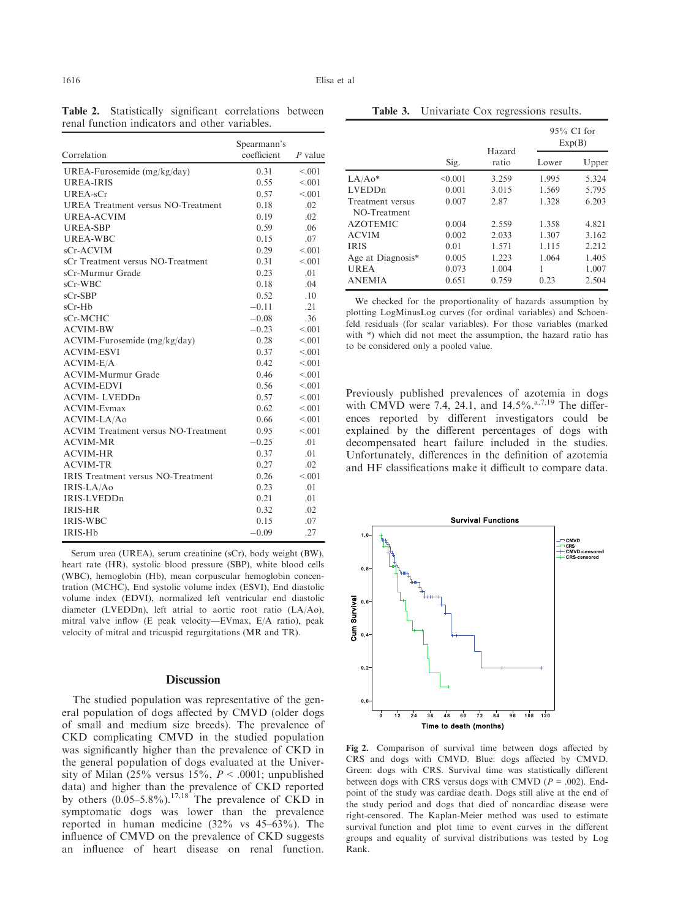**Table 2.** Statistically significant correlations between renal function indicators and other variables.

| Correlation | Spearmann's coefficient | P value |
|---|---|---|
| UREA-Furosemide (mg/kg/day) | 0.31 | <.001 |
| UREA-IRIS | 0.55 | <.001 |
| UREA-sCr | 0.57 | <.001 |
| UREA Treatment versus NO-Treatment | 0.18 | .02 |
| UREA-ACVIM | 0.19 | .02 |
| UREA-SBP | 0.59 | .06 |
| UREA-WBC | 0.15 | .07 |
| sCr-ACVIM | 0.29 | <.001 |
| sCr Treatment versus NO-Treatment | 0.31 | <.001 |
| sCr-Murmur Grade | 0.23 | .01 |
| sCr-WBC | 0.18 | .04 |
| sCr-SBP | 0.52 | .10 |
| sCr-Hb | −0.11 | .21 |
| sCr-MCHC | −0.08 | .36 |
| ACVIM-BW | −0.23 | <.001 |
| ACVIM-Furosemide (mg/kg/day) | 0.28 | <.001 |
| ACVIM-ESVI | 0.37 | <.001 |
| ACVIM-E/A | 0.42 | <.001 |
| ACVIM-Murmur Grade | 0.46 | <.001 |
| ACVIM-EDVI | 0.56 | <.001 |
| ACVIM- LVEDDn | 0.57 | <.001 |
| ACVIM-Evmax | 0.62 | <.001 |
| ACVIM-LA/Ao | 0.66 | <.001 |
| ACVIM Treatment versus NO-Treatment | 0.95 | <.001 |
| ACVIM-MR | −0.25 | .01 |
| ACVIM-HR | 0.37 | .01 |
| ACVIM-TR | 0.27 | .02 |
| IRIS Treatment versus NO-Treatment | 0.26 | <.001 |
| IRIS-LA/Ao | 0.23 | .01 |
| IRIS-LVEDDn | 0.21 | .01 |
| IRIS-HR | 0.32 | .02 |
| IRIS-WBC | 0.15 | .07 |
| IRIS-Hb | −0.09 | .27 |

Serum urea (UREA), serum creatinine (sCr), body weight (BW), heart rate (HR), systolic blood pressure (SBP), white blood cells (WBC), hemoglobin (Hb), mean corpuscular hemoglobin concentration (MCHC), End systolic volume index (ESVI), End diastolic volume index (EDVI), normalized left ventricular end diastolic diameter (LVEDDn), left atrial to aortic root ratio (LA/Ao), mitral valve inflow (E peak velocity—EVmax, E/A ratio), peak velocity of mitral and tricuspid regurgitations (MR and TR).

## Discussion

The studied population was representative of the general population of dogs affected by CMVD (older dogs of small and medium size breeds). The prevalence of CKD complicating CMVD in the studied population was significantly higher than the prevalence of CKD in the general population of dogs evaluated at the University of Milan (25% versus 15%, $P < .0001$; unpublished data) and higher than the prevalence of CKD reported by others (0.05–5.8%).[17,18] The prevalence of CKD in symptomatic dogs was lower than the prevalence reported in human medicine (32% vs 45–63%). The influence of CMVD on the prevalence of CKD suggests an influence of heart disease on renal function.

**Table 3.** Univariate Cox regressions results.

| | Sig. | Hazard ratio | 95% CI for Exp(B) | |
|---|---|---|---|---|
| | | | Lower | Upper |
| LA/Ao* | <0.001 | 3.259 | 1.995 | 5.324 |
| LVEDDn | 0.001 | 3.015 | 1.569 | 5.795 |
| Treatment versus NO-Treatment | 0.007 | 2.87 | 1.328 | 6.203 |
| AZOTEMIC | 0.004 | 2.559 | 1.358 | 4.821 |
| ACVIM | 0.002 | 2.033 | 1.307 | 3.162 |
| IRIS | 0.01 | 1.571 | 1.115 | 2.212 |
| Age at Diagnosis* | 0.005 | 1.223 | 1.064 | 1.405 |
| UREA | 0.073 | 1.004 | 1 | 1.007 |
| ANEMIA | 0.651 | 0.759 | 0.23 | 2.504 |

We checked for the proportionality of hazards assumption by plotting LogMinusLog curves (for ordinal variables) and Schoenfeld residuals (for scalar variables). For those variables (marked with *) which did not meet the assumption, the hazard ratio has to be considered only a pooled value.

Previously published prevalences of azotemia in dogs with CMVD were 7.4, 24.1, and 14.5%.[a,7,19] The differences reported by different investigators could be explained by the different percentages of dogs with decompensated heart failure included in the studies. Unfortunately, differences in the definition of azotemia and HF classifications make it difficult to compare data.

**Fig 2.** Comparison of survival time between dogs affected by CRS and dogs with CMVD. Blue: dogs affected by CMVD. Green: dogs with CRS. Survival time was statistically different between dogs with CRS versus dogs with CMVD ($P = .002$). Endpoint of the study was cardiac death. Dogs still alive at the end of the study period and dogs that died of noncardiac disease were right-censored. The Kaplan-Meier method was used to estimate survival function and plot time to event curves in the different groups and equality of survival distributions was tested by Log Rank.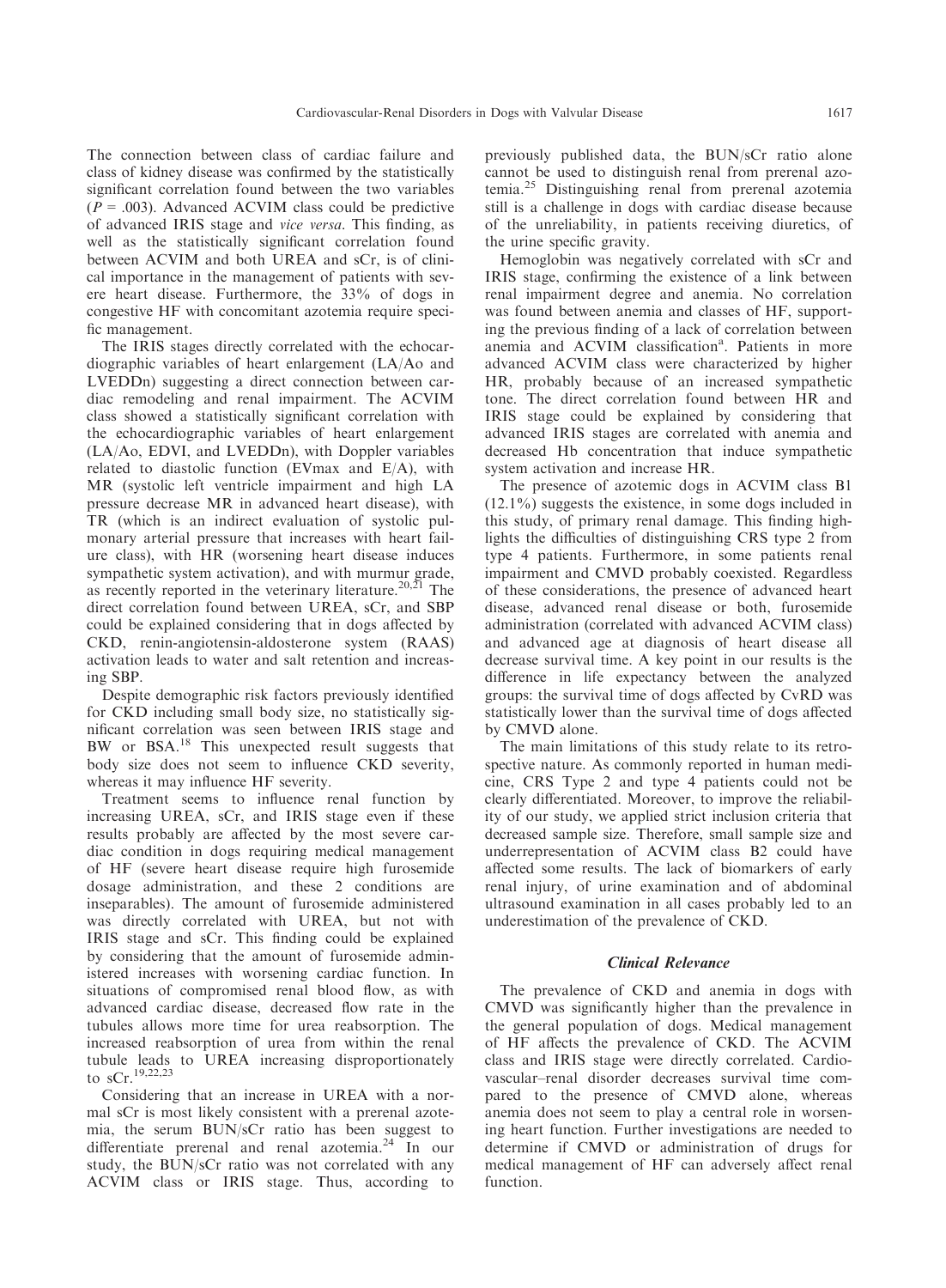The connection between class of cardiac failure and class of kidney disease was confirmed by the statistically significant correlation found between the two variables ($P = .003$). Advanced ACVIM class could be predictive of advanced IRIS stage and *vice versa*. This finding, as well as the statistically significant correlation found between ACVIM and both UREA and sCr, is of clinical importance in the management of patients with severe heart disease. Furthermore, the 33% of dogs in congestive HF with concomitant azotemia require specific management.

The IRIS stages directly correlated with the echocardiographic variables of heart enlargement (LA/Ao and LVEDDn) suggesting a direct connection between cardiac remodeling and renal impairment. The ACVIM class showed a statistically significant correlation with the echocardiographic variables of heart enlargement (LA/Ao, EDVI, and LVEDDn), with Doppler variables related to diastolic function (EVmax and E/A), with MR (systolic left ventricle impairment and high LA pressure decrease MR in advanced heart disease), with TR (which is an indirect evaluation of systolic pulmonary arterial pressure that increases with heart failure class), with HR (worsening heart disease induces sympathetic system activation), and with murmur grade, as recently reported in the veterinary literature.[20,21] The direct correlation found between UREA, sCr, and SBP could be explained considering that in dogs affected by CKD, renin-angiotensin-aldosterone system (RAAS) activation leads to water and salt retention and increasing SBP.

Despite demographic risk factors previously identified for CKD including small body size, no statistically significant correlation was seen between IRIS stage and BW or BSA.[18] This unexpected result suggests that body size does not seem to influence CKD severity, whereas it may influence HF severity.

Treatment seems to influence renal function by increasing UREA, sCr, and IRIS stage even if these results probably are affected by the most severe cardiac condition in dogs requiring medical management of HF (severe heart disease require high furosemide dosage administration, and these 2 conditions are inseparables). The amount of furosemide administered was directly correlated with UREA, but not with IRIS stage and sCr. This finding could be explained by considering that the amount of furosemide administered increases with worsening cardiac function. In situations of compromised renal blood flow, as with advanced cardiac disease, decreased flow rate in the tubules allows more time for urea reabsorption. The increased reabsorption of urea from within the renal tubule leads to UREA increasing disproportionately to sCr.[19,22,23]

Considering that an increase in UREA with a normal sCr is most likely consistent with a prerenal azotemia, the serum BUN/sCr ratio has been suggest to differentiate prerenal and renal azotemia.[24] In our study, the BUN/sCr ratio was not correlated with any ACVIM class or IRIS stage. Thus, according to previously published data, the BUN/sCr ratio alone cannot be used to distinguish renal from prerenal azotemia.[25] Distinguishing renal from prerenal azotemia still is a challenge in dogs with cardiac disease because of the unreliability, in patients receiving diuretics, of the urine specific gravity.

Hemoglobin was negatively correlated with sCr and IRIS stage, confirming the existence of a link between renal impairment degree and anemia. No correlation was found between anemia and classes of HF, supporting the previous finding of a lack of correlation between anemia and ACVIM classification[a]. Patients in more advanced ACVIM class were characterized by higher HR, probably because of an increased sympathetic tone. The direct correlation found between HR and IRIS stage could be explained by considering that advanced IRIS stages are correlated with anemia and decreased Hb concentration that induce sympathetic system activation and increase HR.

The presence of azotemic dogs in ACVIM class B1 (12.1%) suggests the existence, in some dogs included in this study, of primary renal damage. This finding highlights the difficulties of distinguishing CRS type 2 from type 4 patients. Furthermore, in some patients renal impairment and CMVD probably coexisted. Regardless of these considerations, the presence of advanced heart disease, advanced renal disease or both, furosemide administration (correlated with advanced ACVIM class) and advanced age at diagnosis of heart disease all decrease survival time. A key point in our results is the difference in life expectancy between the analyzed groups: the survival time of dogs affected by CvRD was statistically lower than the survival time of dogs affected by CMVD alone.

The main limitations of this study relate to its retrospective nature. As commonly reported in human medicine, CRS Type 2 and type 4 patients could not be clearly differentiated. Moreover, to improve the reliability of our study, we applied strict inclusion criteria that decreased sample size. Therefore, small sample size and underrepresentation of ACVIM class B2 could have affected some results. The lack of biomarkers of early renal injury, of urine examination and of abdominal ultrasound examination in all cases probably led to an underestimation of the prevalence of CKD.

## Clinical Relevance

The prevalence of CKD and anemia in dogs with CMVD was significantly higher than the prevalence in the general population of dogs. Medical management of HF affects the prevalence of CKD. The ACVIM class and IRIS stage were directly correlated. Cardiovascular–renal disorder decreases survival time compared to the presence of CMVD alone, whereas anemia does not seem to play a central role in worsening heart function. Further investigations are needed to determine if CMVD or administration of drugs for medical management of HF can adversely affect renal function.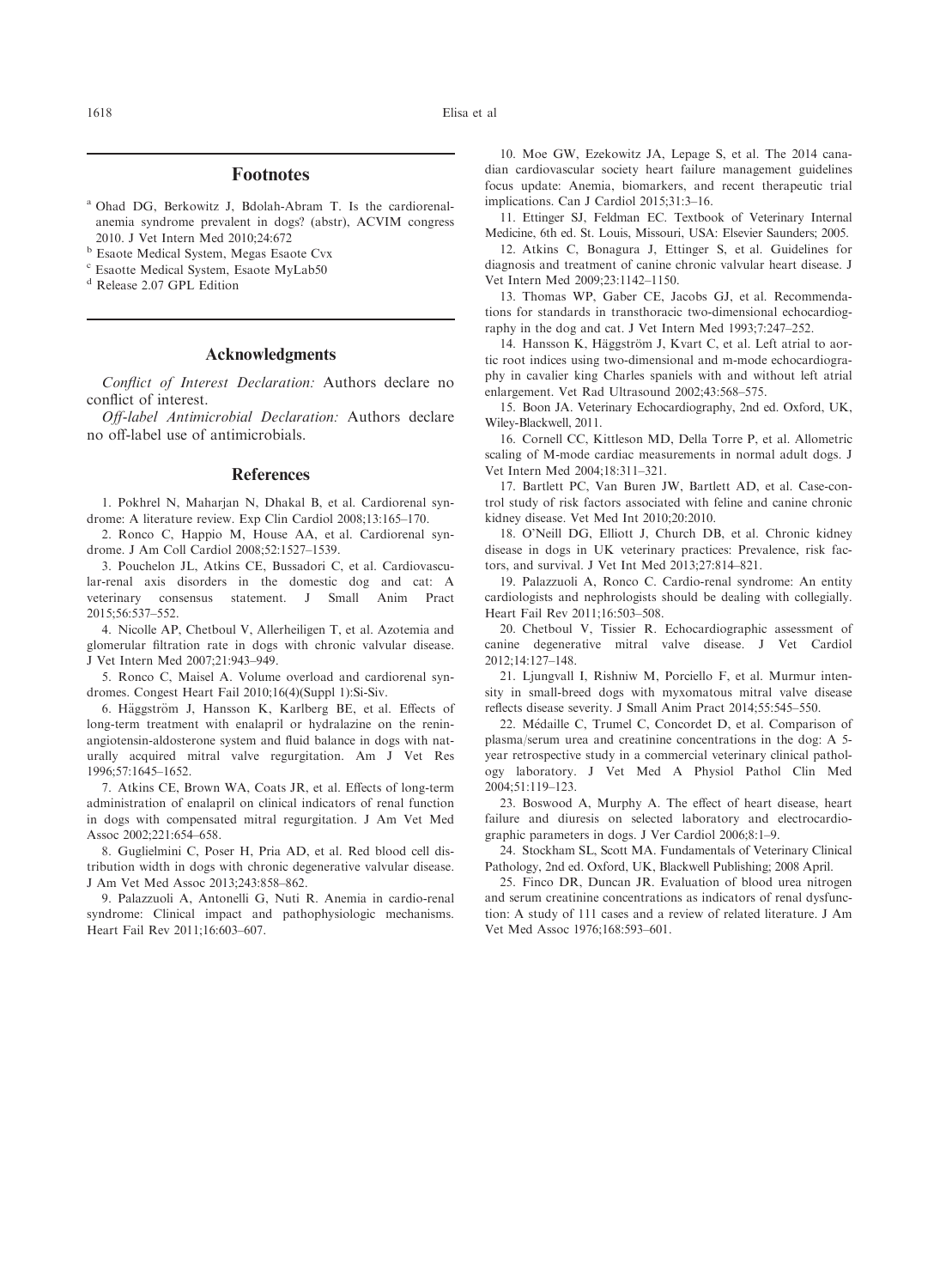## Footnotes

[a] Ohad DG, Berkowitz J, Bdolah-Abram T. Is the cardiorenal-anemia syndrome prevalent in dogs? (abstr), ACVIM congress 2010. J Vet Intern Med 2010;24:672

[b] Esaote Medical System, Megas Esaote Cvx

[c] Esaotte Medical System, Esaote MyLab50

[d] Release 2.07 GPL Edition

## Acknowledgments

*Conflict of Interest Declaration:* Authors declare no conflict of interest.

*Off-label Antimicrobial Declaration:* Authors declare no off-label use of antimicrobials.

## References

1. Pokhrel N, Maharjan N, Dhakal B, et al. Cardiorenal syndrome: A literature review. Exp Clin Cardiol 2008;13:165–170.

2. Ronco C, Happio M, House AA, et al. Cardiorenal syndrome. J Am Coll Cardiol 2008;52:1527–1539.

3. Pouchelon JL, Atkins CE, Bussadori C, et al. Cardiovascular-renal axis disorders in the domestic dog and cat: A veterinary consensus statement. J Small Anim Pract 2015;56:537–552.

4. Nicolle AP, Chetboul V, Allerheiligen T, et al. Azotemia and glomerular filtration rate in dogs with chronic valvular disease. J Vet Intern Med 2007;21:943–949.

5. Ronco C, Maisel A. Volume overload and cardiorenal syndromes. Congest Heart Fail 2010;16(4)(Suppl 1):Si-Siv.

6. Häggström J, Hansson K, Karlberg BE, et al. Effects of long-term treatment with enalapril or hydralazine on the renin-angiotensin-aldosterone system and fluid balance in dogs with naturally acquired mitral valve regurgitation. Am J Vet Res 1996;57:1645–1652.

7. Atkins CE, Brown WA, Coats JR, et al. Effects of long-term administration of enalapril on clinical indicators of renal function in dogs with compensated mitral regurgitation. J Am Vet Med Assoc 2002;221:654–658.

8. Guglielmini C, Poser H, Pria AD, et al. Red blood cell distribution width in dogs with chronic degenerative valvular disease. J Am Vet Med Assoc 2013;243:858–862.

9. Palazzuoli A, Antonelli G, Nuti R. Anemia in cardio-renal syndrome: Clinical impact and pathophysiologic mechanisms. Heart Fail Rev 2011;16:603–607.

10. Moe GW, Ezekowitz JA, Lepage S, et al. The 2014 canadian cardiovascular society heart failure management guidelines focus update: Anemia, biomarkers, and recent therapeutic trial implications. Can J Cardiol 2015;31:3–16.

11. Ettinger SJ, Feldman EC. Textbook of Veterinary Internal Medicine, 6th ed. St. Louis, Missouri, USA: Elsevier Saunders; 2005.

12. Atkins C, Bonagura J, Ettinger S, et al. Guidelines for diagnosis and treatment of canine chronic valvular heart disease. J Vet Intern Med 2009;23:1142–1150.

13. Thomas WP, Gaber CE, Jacobs GJ, et al. Recommendations for standards in transthoracic two-dimensional echocardiography in the dog and cat. J Vet Intern Med 1993;7:247–252.

14. Hansson K, Häggström J, Kvart C, et al. Left atrial to aortic root indices using two-dimensional and m-mode echocardiography in cavalier king Charles spaniels with and without left atrial enlargement. Vet Rad Ultrasound 2002;43:568–575.

15. Boon JA. Veterinary Echocardiography, 2nd ed. Oxford, UK, Wiley-Blackwell, 2011.

16. Cornell CC, Kittleson MD, Della Torre P, et al. Allometric scaling of M-mode cardiac measurements in normal adult dogs. J Vet Intern Med 2004;18:311–321.

17. Bartlett PC, Van Buren JW, Bartlett AD, et al. Case-control study of risk factors associated with feline and canine chronic kidney disease. Vet Med Int 2010;20:2010.

18. O'Neill DG, Elliott J, Church DB, et al. Chronic kidney disease in dogs in UK veterinary practices: Prevalence, risk factors, and survival. J Vet Int Med 2013;27:814–821.

19. Palazzuoli A, Ronco C. Cardio-renal syndrome: An entity cardiologists and nephrologists should be dealing with collegially. Heart Fail Rev 2011;16:503–508.

20. Chetboul V, Tissier R. Echocardiographic assessment of canine degenerative mitral valve disease. J Vet Cardiol 2012;14:127–148.

21. Ljungvall I, Rishniw M, Porciello F, et al. Murmur intensity in small-breed dogs with myxomatous mitral valve disease reflects disease severity. J Small Anim Pract 2014;55:545–550.

22. Médaille C, Trumel C, Concordet D, et al. Comparison of plasma/serum urea and creatinine concentrations in the dog: A 5-year retrospective study in a commercial veterinary clinical pathology laboratory. J Vet Med A Physiol Pathol Clin Med 2004;51:119–123.

23. Boswood A, Murphy A. The effect of heart disease, heart failure and diuresis on selected laboratory and electrocardiographic parameters in dogs. J Ver Cardiol 2006;8:1–9.

24. Stockham SL, Scott MA. Fundamentals of Veterinary Clinical Pathology, 2nd ed. Oxford, UK, Blackwell Publishing; 2008 April.

25. Finco DR, Duncan JR. Evaluation of blood urea nitrogen and serum creatinine concentrations as indicators of renal dysfunction: A study of 111 cases and a review of related literature. J Am Vet Med Assoc 1976;168:593–601.